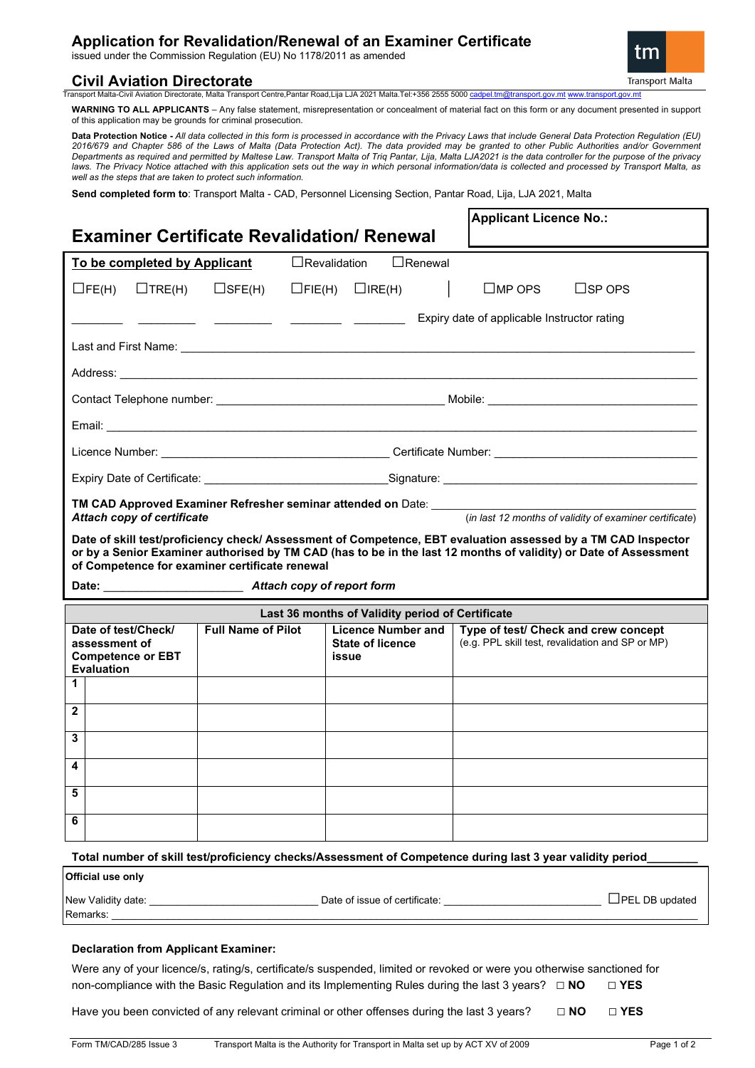# Application for Revalidation/Renewal of an Examiner Certificate

issued under the Commission Regulation (EU) No 1178/2011 as amended

## Civil Aviation Directorate

Transport Malta-Civil Aviation Directorate, Malta Transport Centre,Pantar Road,Lija LJA 2021 Malta.Tel:+356 2555 5000 cadpel.tm@transport.gov.mt www.transport.gov.mt

**WARNING TO ALL APPLICANTS** – Any false statement, misrepresentation or concealment of material fact on this form or any document presented in support of this application may be grounds for criminal prosecution.

**Data Protection Notice -** *All data collected in this form is processed in accordance with the Privacy Laws that include General Data Protection Regulation (EU) 2016/679 and Chapter 586 of the Laws of Malta (Data Protection Act). The data provided may be granted to other Public Authorities and/or Government Departments as required and permitted by Maltese Law. Transport Malta of Triq Pantar, Lija, Malta LJA2021 is the data controller for the purpose of the privacy laws. The Privacy Notice attached with this application sets out the way in which personal information/data is collected and processed by Transport Malta, as well as the steps that are taken to protect such information.*

**Send completed form to**: Transport Malta - CAD, Personnel Licensing Section, Pantar Road, Lija, LJA 2021, Malta

## Examiner Certificate Revalidation/ Renewal

**Applicant Licence No.:**

**To be completed by Applicant** ☐Revalidation ☐Renewal

☐FE(H) ☐TRE(H) ☐SFE(H) ☐FIE(H) ☐IRE(H) | ☐MP OPS ☐SP OPS

________ ________ ________ ________ ________ Expiry date of applicable Instructor rating

Last and First Name: ____________________

Address: ____________________

Contact Telephone number: ____________________ Mobile: ____________________

Email: ____________________

Licence Number: ____________________ Certificate Number: ____________________

Expiry Date of Certificate: ____________________ Signature: ____________________

**TM CAD Approved Examiner Refresher seminar attended on** Date: ____________________
***Attach copy of certificate*** (*in last 12 months of validity of examiner certificate*)

**Date of skill test/proficiency check/ Assessment of Competence, EBT evaluation assessed by a TM CAD Inspector or by a Senior Examiner authorised by TM CAD (has to be in the last 12 months of validity) or Date of Assessment of Competence for examiner certificate renewal**

**Date:** ____________________ ***Attach copy of report form***

**Last 36 months of Validity period of Certificate**

| | Date of test/Check/ assessment of Competence or EBT Evaluation | Full Name of Pilot | Licence Number and State of licence issue | Type of test/ Check and crew concept (e.g. PPL skill test, revalidation and SP or MP) |
|---|---|---|---|---|
| 1 | | | | |
| 2 | | | | |
| 3 | | | | |
| 4 | | | | |
| 5 | | | | |
| 6 | | | | |

**Total number of skill test/proficiency checks/Assessment of Competence during last 3 year validity period________**

**Official use only**

New Validity date: ____________________ Date of issue of certificate: ____________________ ☐PEL DB updated

Remarks: ____________________

**Declaration from Applicant Examiner:**

Were any of your licence/s, rating/s, certificate/s suspended, limited or revoked or were you otherwise sanctioned for non-compliance with the Basic Regulation and its Implementing Rules during the last 3 years? □ **NO** □ **YES**

Have you been convicted of any relevant criminal or other offenses during the last 3 years? □ **NO** □ **YES**

Form TM/CAD/285 Issue 3 Transport Malta is the Authority for Transport in Malta set up by ACT XV of 2009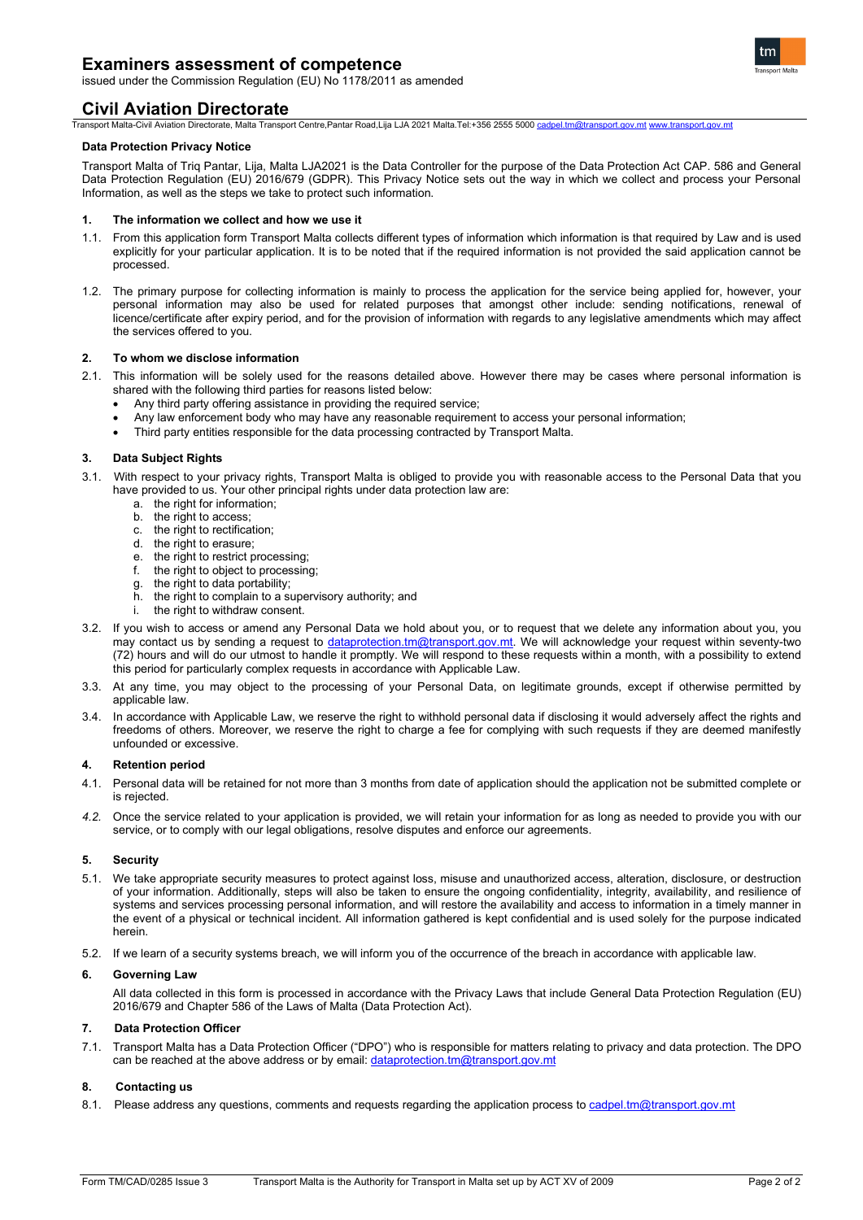# Examiners assessment of competence

issued under the Commission Regulation (EU) No 1178/2011 as amended

## Civil Aviation Directorate

Transport Malta-Civil Aviation Directorate, Malta Transport Centre,Pantar Road,Lija LJA 2021 Malta.Tel:+356 2555 5000 cadpel.tm@transport.gov.mt www.transport.gov.mt

### Data Protection Privacy Notice

Transport Malta of Triq Pantar, Lija, Malta LJA2021 is the Data Controller for the purpose of the Data Protection Act CAP. 586 and General Data Protection Regulation (EU) 2016/679 (GDPR). This Privacy Notice sets out the way in which we collect and process your Personal Information, as well as the steps we take to protect such information.

**1. The information we collect and how we use it**

1.1. From this application form Transport Malta collects different types of information which information is that required by Law and is used explicitly for your particular application. It is to be noted that if the required information is not provided the said application cannot be processed.

1.2. The primary purpose for collecting information is mainly to process the application for the service being applied for, however, your personal information may also be used for related purposes that amongst other include: sending notifications, renewal of licence/certificate after expiry period, and for the provision of information with regards to any legislative amendments which may affect the services offered to you.

**2. To whom we disclose information**

2.1. This information will be solely used for the reasons detailed above. However there may be cases where personal information is shared with the following third parties for reasons listed below:

- Any third party offering assistance in providing the required service;
- Any law enforcement body who may have any reasonable requirement to access your personal information;
- Third party entities responsible for the data processing contracted by Transport Malta.

**3. Data Subject Rights**

3.1. With respect to your privacy rights, Transport Malta is obliged to provide you with reasonable access to the Personal Data that you have provided to us. Your other principal rights under data protection law are:

a. the right for information;
b. the right to access;
c. the right to rectification;
d. the right to erasure;
e. the right to restrict processing;
f. the right to object to processing;
g. the right to data portability;
h. the right to complain to a supervisory authority; and
i. the right to withdraw consent.

3.2. If you wish to access or amend any Personal Data we hold about you, or to request that we delete any information about you, you may contact us by sending a request to dataprotection.tm@transport.gov.mt. We will acknowledge your request within seventy-two (72) hours and will do our utmost to handle it promptly. We will respond to these requests within a month, with a possibility to extend this period for particularly complex requests in accordance with Applicable Law.

3.3. At any time, you may object to the processing of your Personal Data, on legitimate grounds, except if otherwise permitted by applicable law.

3.4. In accordance with Applicable Law, we reserve the right to withhold personal data if disclosing it would adversely affect the rights and freedoms of others. Moreover, we reserve the right to charge a fee for complying with such requests if they are deemed manifestly unfounded or excessive.

**4. Retention period**

4.1. Personal data will be retained for not more than 3 months from date of application should the application not be submitted complete or is rejected.

*4.2.* Once the service related to your application is provided, we will retain your information for as long as needed to provide you with our service, or to comply with our legal obligations, resolve disputes and enforce our agreements.

**5. Security**

5.1. We take appropriate security measures to protect against loss, misuse and unauthorized access, alteration, disclosure, or destruction of your information. Additionally, steps will also be taken to ensure the ongoing confidentiality, integrity, availability, and resilience of systems and services processing personal information, and will restore the availability and access to information in a timely manner in the event of a physical or technical incident. All information gathered is kept confidential and is used solely for the purpose indicated herein.

5.2. If we learn of a security systems breach, we will inform you of the occurrence of the breach in accordance with applicable law.

**6. Governing Law**

All data collected in this form is processed in accordance with the Privacy Laws that include General Data Protection Regulation (EU) 2016/679 and Chapter 586 of the Laws of Malta (Data Protection Act).

**7. Data Protection Officer**

7.1. Transport Malta has a Data Protection Officer ("DPO") who is responsible for matters relating to privacy and data protection. The DPO can be reached at the above address or by email: dataprotection.tm@transport.gov.mt

**8. Contacting us**

8.1. Please address any questions, comments and requests regarding the application process to cadpel.tm@transport.gov.mt

Form TM/CAD/0285 Issue 3 Transport Malta is the Authority for Transport in Malta set up by ACT XV of 2009